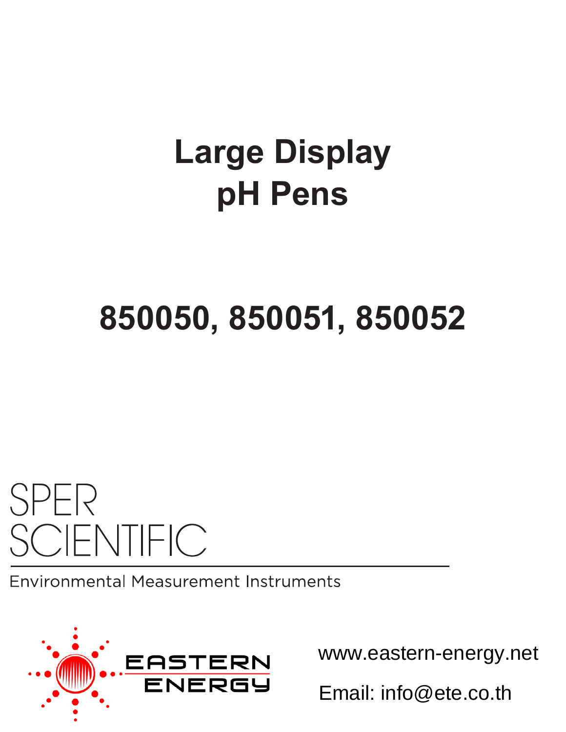# Large Display pH Pens

## 850050, 850051, 850052

SPER SCIENTIFIC

Environmental Measurement Instruments

EASTERN ENERGY

www.eastern-energy.net

Email: info@ete.co.th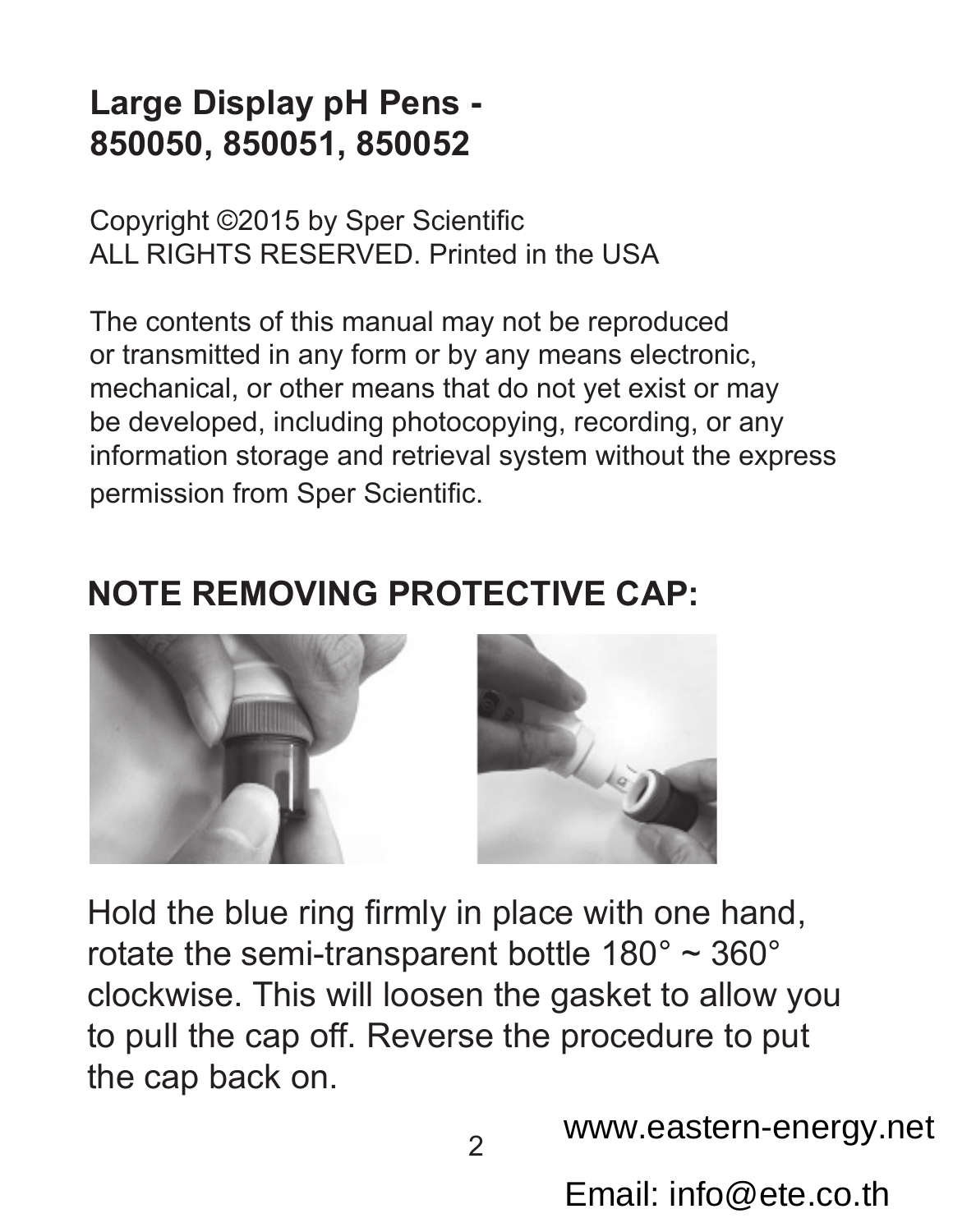# Large Display pH Pens - 850050, 850051, 850052

Copyright ©2015 by Sper Scientific
ALL RIGHTS RESERVED. Printed in the USA

The contents of this manual may not be reproduced or transmitted in any form or by any means electronic, mechanical, or other means that do not yet exist or may be developed, including photocopying, recording, or any information storage and retrieval system without the express permission from Sper Scientific.

## NOTE REMOVING PROTECTIVE CAP:

Hold the blue ring firmly in place with one hand, rotate the semi-transparent bottle 180° ~ 360° clockwise. This will loosen the gasket to allow you to pull the cap off. Reverse the procedure to put the cap back on.

www.eastern-energy.net

Email: info@ete.co.th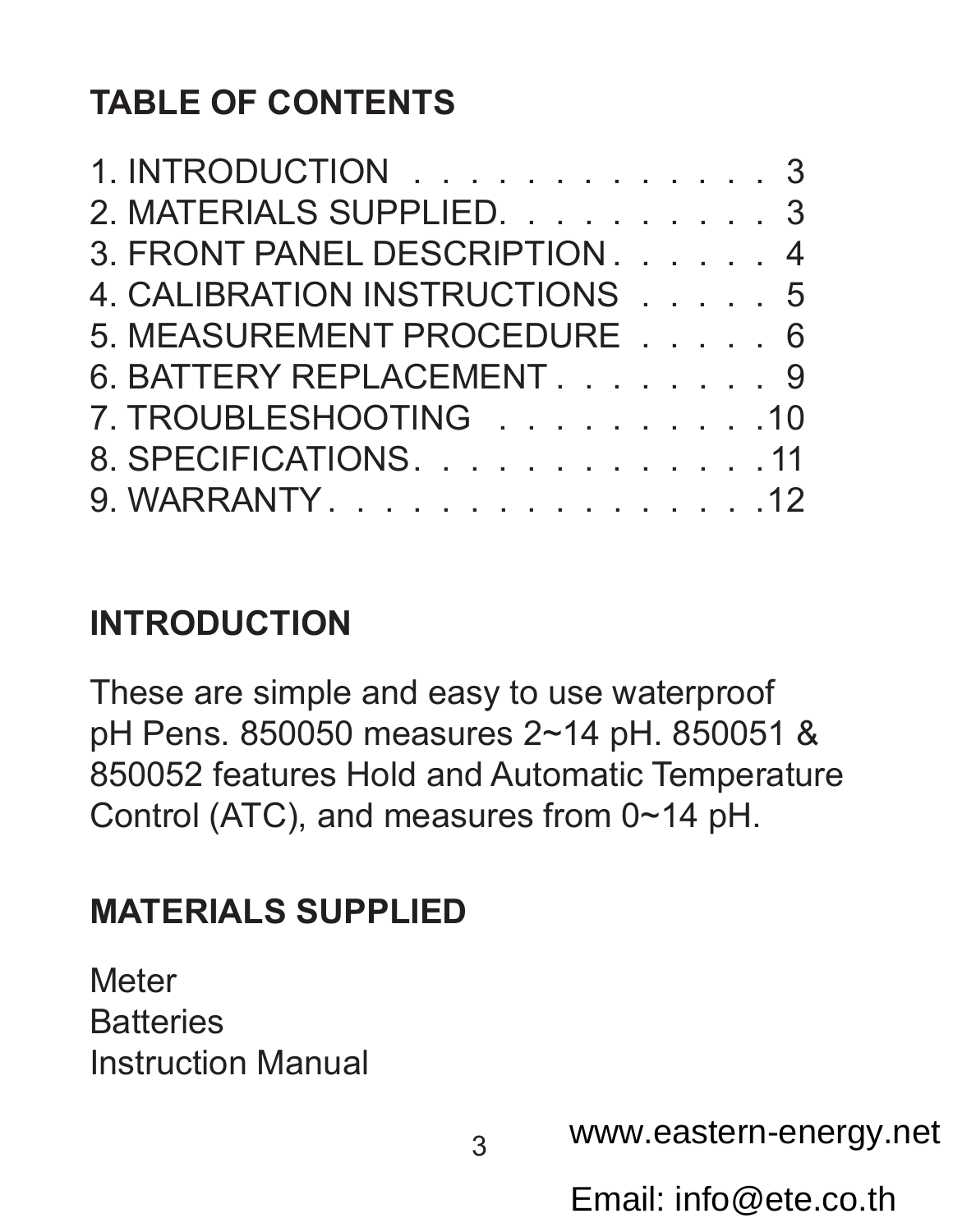## TABLE OF CONTENTS

1. INTRODUCTION . . . . . . . . . . . . . . 3
2. MATERIALS SUPPLIED. . . . . . . . . . . 3
3. FRONT PANEL DESCRIPTION . . . . . . 4
4. CALIBRATION INSTRUCTIONS . . . . . 5
5. MEASUREMENT PROCEDURE . . . . . 6
6. BATTERY REPLACEMENT . . . . . . . . 9
7. TROUBLESHOOTING . . . . . . . . . .10
8. SPECIFICATIONS. . . . . . . . . . . . . .11
9. WARRANTY . . . . . . . . . . . . . . . . .12

## INTRODUCTION

These are simple and easy to use waterproof pH Pens. 850050 measures 2~14 pH. 850051 & 850052 features Hold and Automatic Temperature Control (ATC), and measures from 0~14 pH.

## MATERIALS SUPPLIED

Meter
Batteries
Instruction Manual

www.eastern-energy.net

Email: info@ete.co.th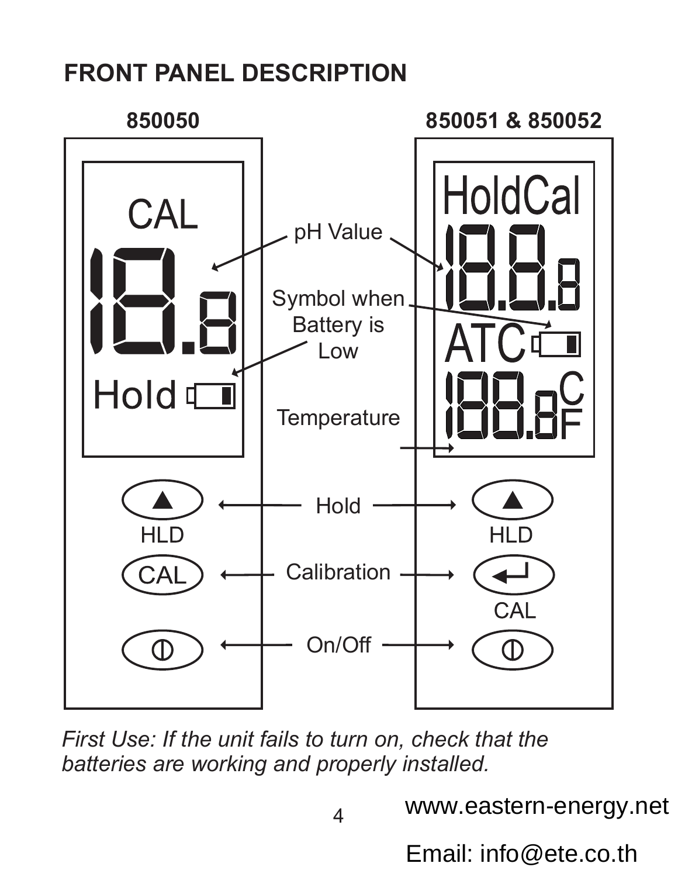## FRONT PANEL DESCRIPTION

**850050**

CAL

18.8

Hold

HLD

CAL

**850051 & 850052**

HoldCal

18.8.8

ATC

188.8 C F

HLD

CAL

pH Value

Symbol when Battery is Low

Temperature

Hold

Calibration

On/Off

*First Use: If the unit fails to turn on, check that the batteries are working and properly installed.*

www.eastern-energy.net

Email: info@ete.co.th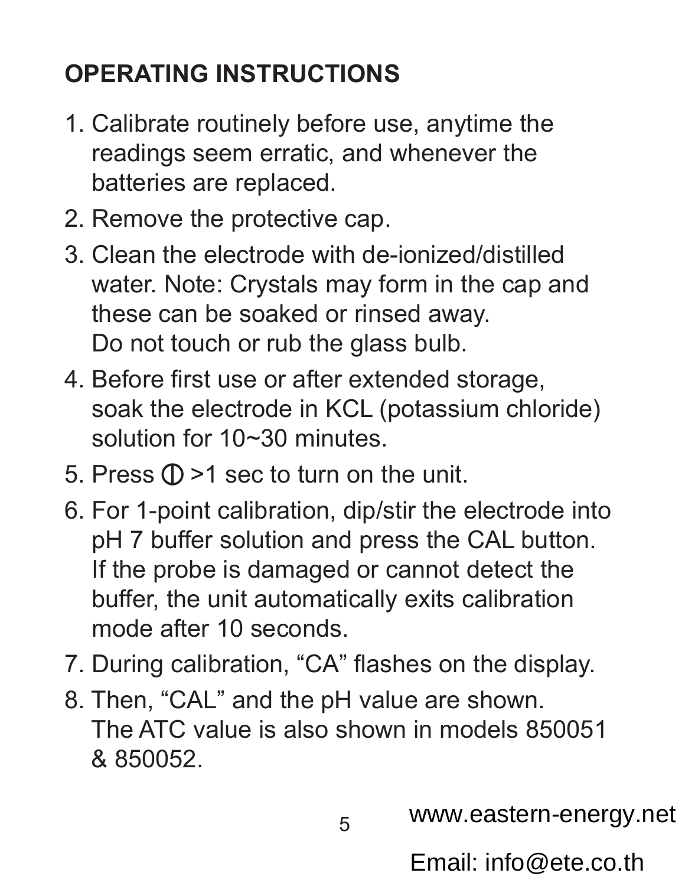## OPERATING INSTRUCTIONS

1. Calibrate routinely before use, anytime the readings seem erratic, and whenever the batteries are replaced.
2. Remove the protective cap.
3. Clean the electrode with de-ionized/distilled water. Note: Crystals may form in the cap and these can be soaked or rinsed away. Do not touch or rub the glass bulb.
4. Before first use or after extended storage, soak the electrode in KCL (potassium chloride) solution for 10~30 minutes.
5. Press ⏻ >1 sec to turn on the unit.
6. For 1-point calibration, dip/stir the electrode into pH 7 buffer solution and press the CAL button. If the probe is damaged or cannot detect the buffer, the unit automatically exits calibration mode after 10 seconds.
7. During calibration, “CA” flashes on the display.
8. Then, “CAL” and the pH value are shown. The ATC value is also shown in models 850051 & 850052.

www.eastern-energy.net

Email: info@ete.co.th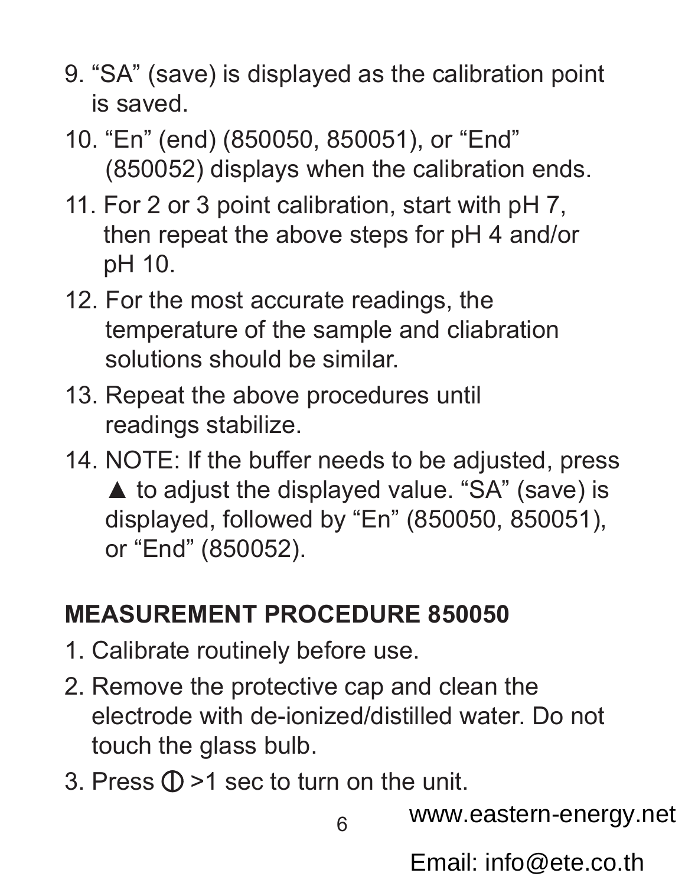9. "SA" (save) is displayed as the calibration point is saved.
10. "En" (end) (850050, 850051), or "End" (850052) displays when the calibration ends.
11. For 2 or 3 point calibration, start with pH 7, then repeat the above steps for pH 4 and/or pH 10.
12. For the most accurate readings, the temperature of the sample and cliabration solutions should be similar.
13. Repeat the above procedures until readings stabilize.
14. NOTE: If the buffer needs to be adjusted, press ▲ to adjust the displayed value. "SA" (save) is displayed, followed by "En" (850050, 850051), or "End" (850052).

## MEASUREMENT PROCEDURE 850050

1. Calibrate routinely before use.
2. Remove the protective cap and clean the electrode with de-ionized/distilled water. Do not touch the glass bulb.
3. Press ⏻ >1 sec to turn on the unit.

www.eastern-energy.net

Email: info@ete.co.th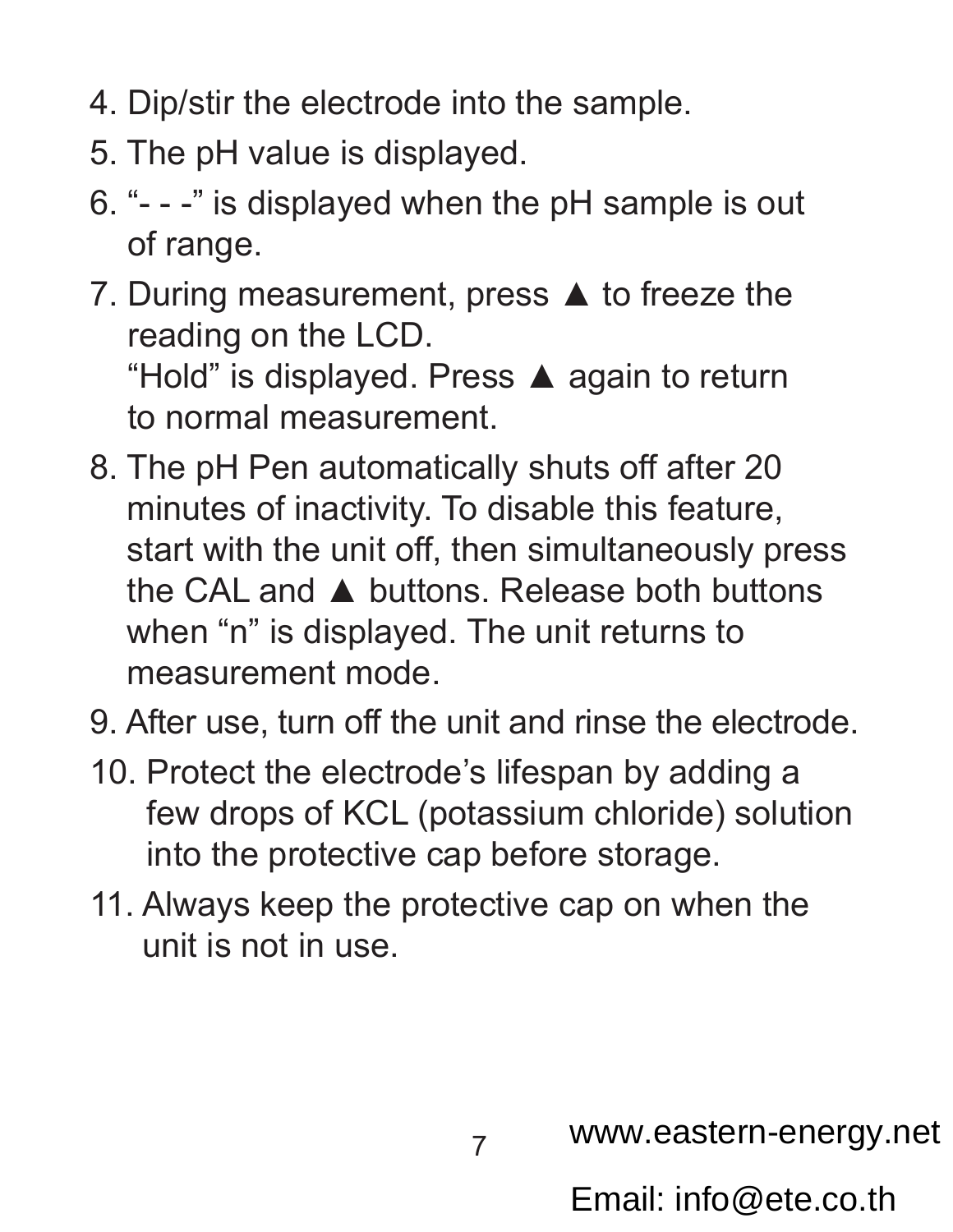4. Dip/stir the electrode into the sample.
5. The pH value is displayed.
6. “- - -” is displayed when the pH sample is out of range.
7. During measurement, press ▲ to freeze the reading on the LCD.
   “Hold” is displayed. Press ▲ again to return to normal measurement.
8. The pH Pen automatically shuts off after 20 minutes of inactivity. To disable this feature, start with the unit off, then simultaneously press the CAL and ▲ buttons. Release both buttons when “n” is displayed. The unit returns to measurement mode.
9. After use, turn off the unit and rinse the electrode.
10. Protect the electrode’s lifespan by adding a few drops of KCL (potassium chloride) solution into the protective cap before storage.
11. Always keep the protective cap on when the unit is not in use.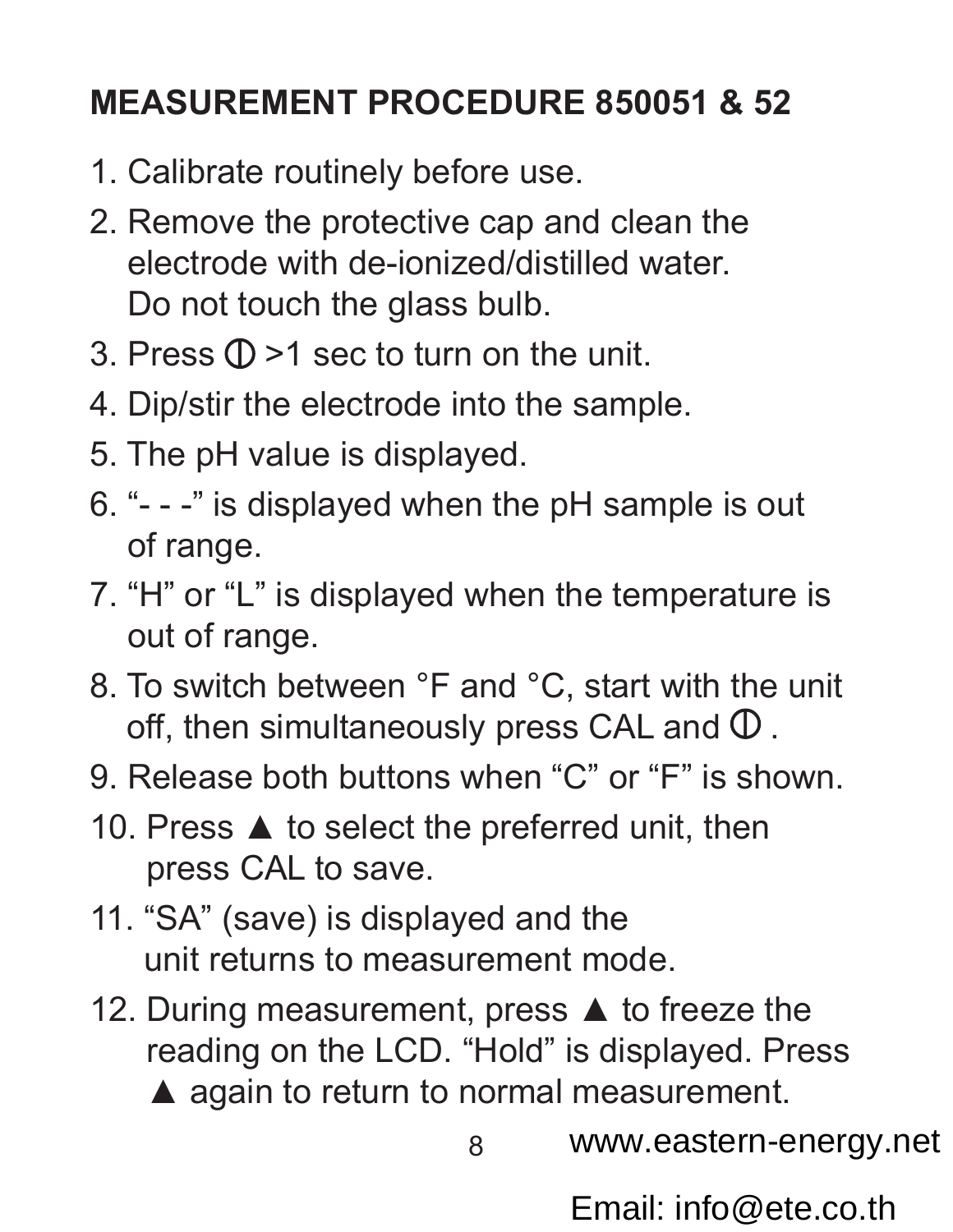## MEASUREMENT PROCEDURE 850051 & 52

1. Calibrate routinely before use.
2. Remove the protective cap and clean the electrode with de-ionized/distilled water. Do not touch the glass bulb.
3. Press ⏀ >1 sec to turn on the unit.
4. Dip/stir the electrode into the sample.
5. The pH value is displayed.
6. "- - -" is displayed when the pH sample is out of range.
7. "H" or "L" is displayed when the temperature is out of range.
8. To switch between °F and °C, start with the unit off, then simultaneously press CAL and ⏀ .
9. Release both buttons when "C" or "F" is shown.
10. Press ▲ to select the preferred unit, then press CAL to save.
11. "SA" (save) is displayed and the unit returns to measurement mode.
12. During measurement, press ▲ to freeze the reading on the LCD. "Hold" is displayed. Press ▲ again to return to normal measurement.

www.eastern-energy.net

Email: info@ete.co.th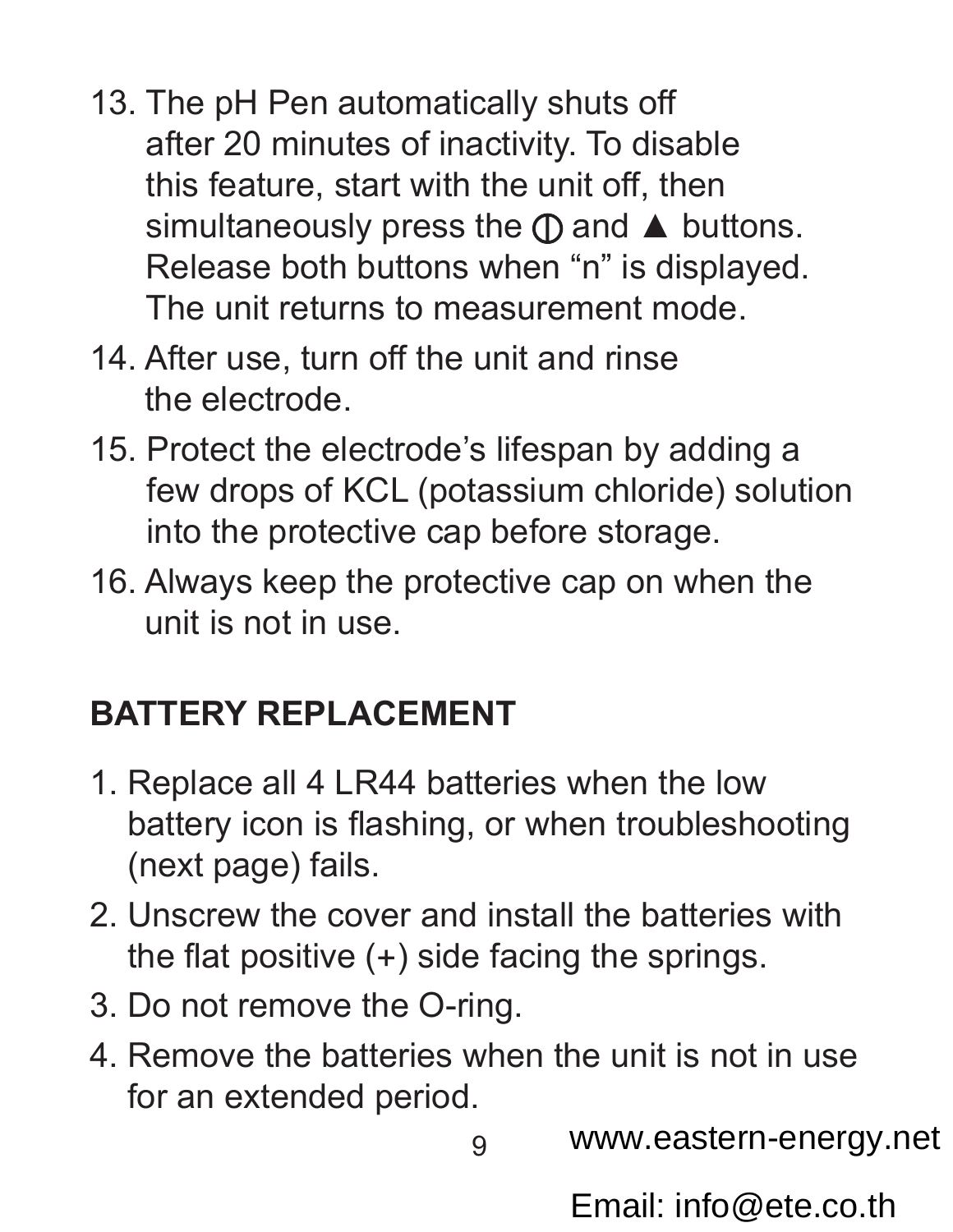13. The pH Pen automatically shuts off after 20 minutes of inactivity. To disable this feature, start with the unit off, then simultaneously press the ⏀ and ▲ buttons. Release both buttons when “n” is displayed. The unit returns to measurement mode.
14. After use, turn off the unit and rinse the electrode.
15. Protect the electrode’s lifespan by adding a few drops of KCL (potassium chloride) solution into the protective cap before storage.
16. Always keep the protective cap on when the unit is not in use.

## BATTERY REPLACEMENT

1. Replace all 4 LR44 batteries when the low battery icon is flashing, or when troubleshooting (next page) fails.
2. Unscrew the cover and install the batteries with the flat positive (+) side facing the springs.
3. Do not remove the O-ring.
4. Remove the batteries when the unit is not in use for an extended period.

www.eastern-energy.net

Email: info@ete.co.th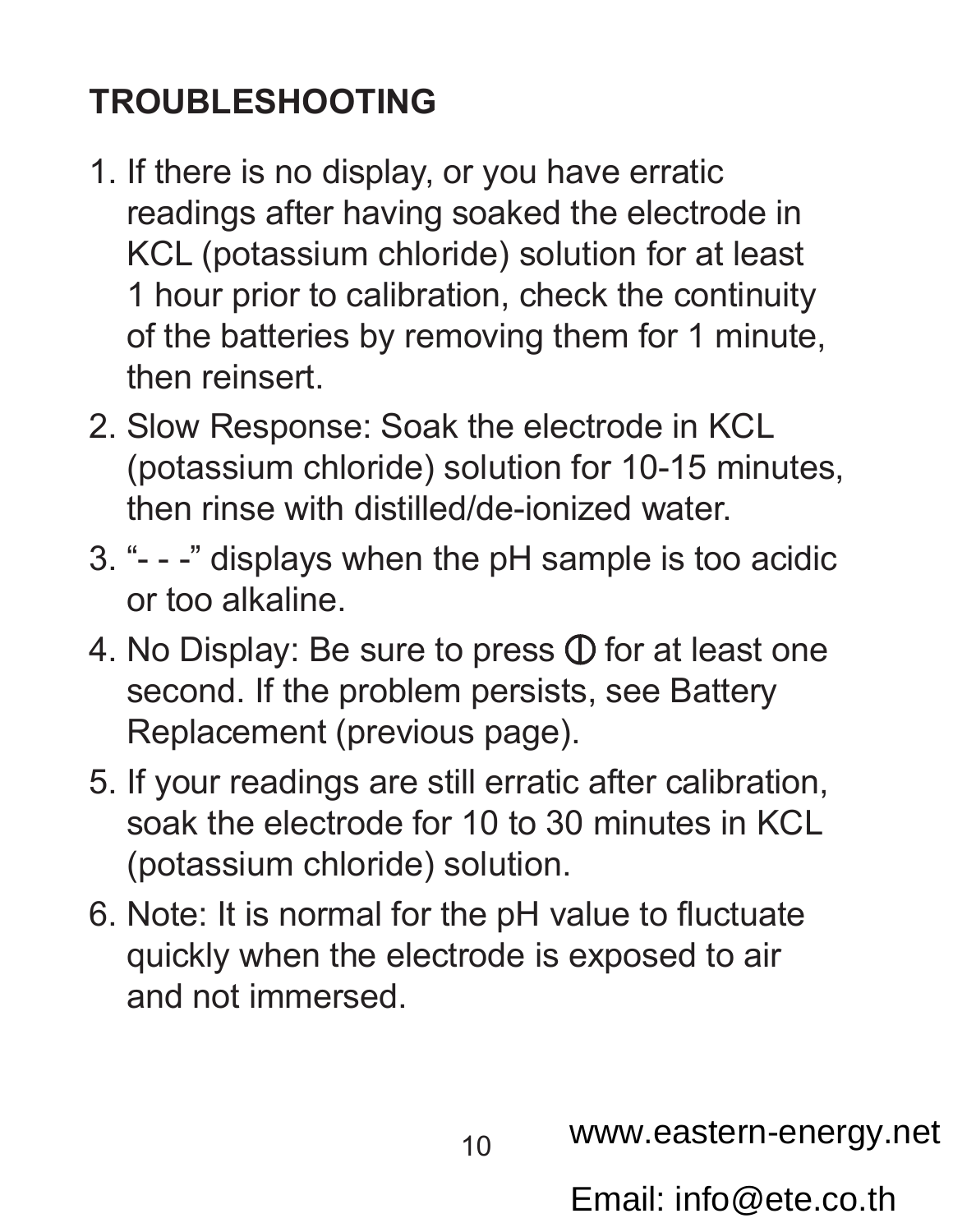## TROUBLESHOOTING

1. If there is no display, or you have erratic readings after having soaked the electrode in KCL (potassium chloride) solution for at least 1 hour prior to calibration, check the continuity of the batteries by removing them for 1 minute, then reinsert.
2. Slow Response: Soak the electrode in KCL (potassium chloride) solution for 10-15 minutes, then rinse with distilled/de-ionized water.
3. "- - -" displays when the pH sample is too acidic or too alkaline.
4. No Display: Be sure to press ⏻ for at least one second. If the problem persists, see Battery Replacement (previous page).
5. If your readings are still erratic after calibration, soak the electrode for 10 to 30 minutes in KCL (potassium chloride) solution.
6. Note: It is normal for the pH value to fluctuate quickly when the electrode is exposed to air and not immersed.

www.eastern-energy.net

Email: info@ete.co.th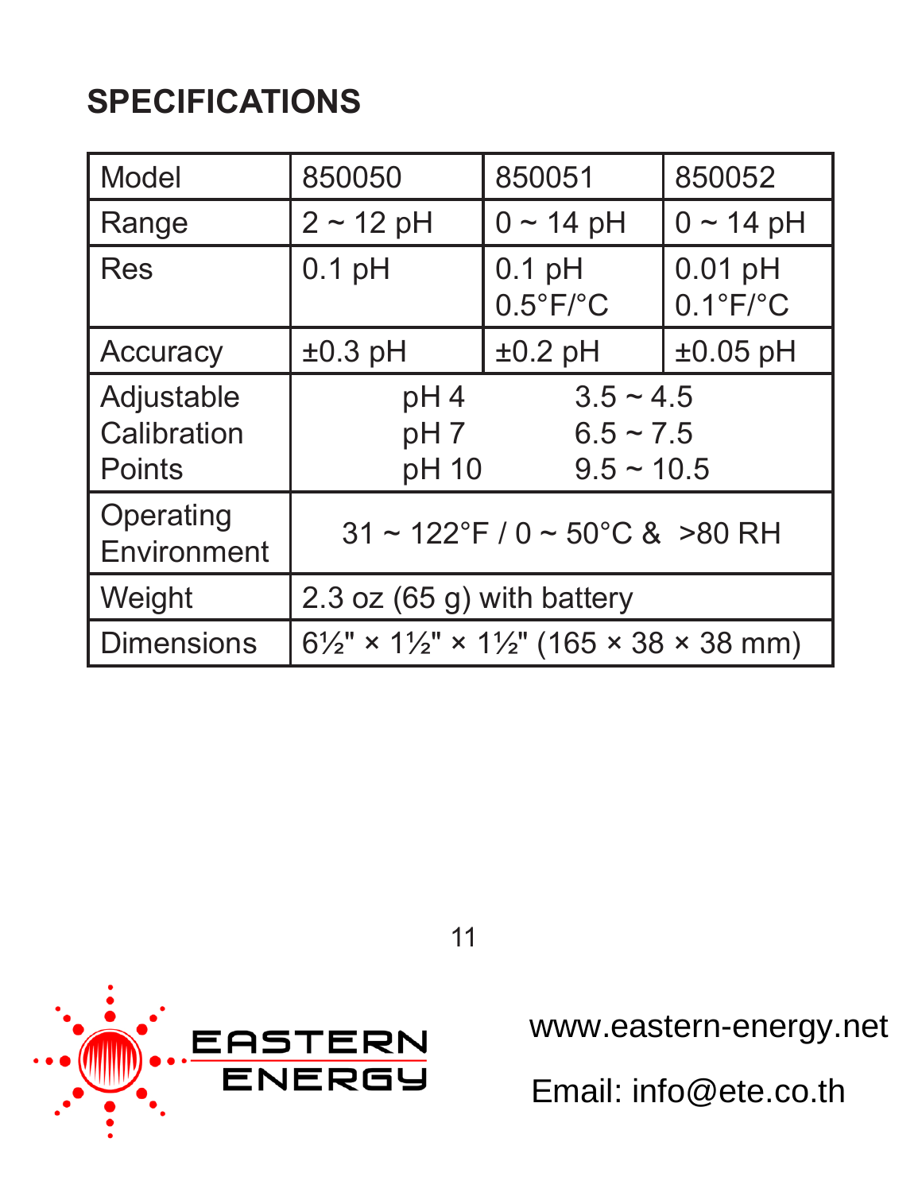# SPECIFICATIONS

| Model | 850050 | 850051 | 850052 |
| --- | --- | --- | --- |
| Range | 2 ~ 12 pH | 0 ~ 14 pH | 0 ~ 14 pH |
| Res | 0.1 pH | 0.1 pH<br>0.5°F/°C | 0.01 pH<br>0.1°F/°C |
| Accuracy | ±0.3 pH | ±0.2 pH | ±0.05 pH |
| Adjustable Calibration Points | pH 4 3.5 ~ 4.5<br>pH 7 6.5 ~ 7.5<br>pH 10 9.5 ~ 10.5 | | |
| Operating Environment | 31 ~ 122°F / 0 ~ 50°C & >80 RH | | |
| Weight | 2.3 oz (65 g) with battery | | |
| Dimensions | 6½" × 1½" × 1½" (165 × 38 × 38 mm) | | |

EASTERN ENERGY

www.eastern-energy.net

Email: info@ete.co.th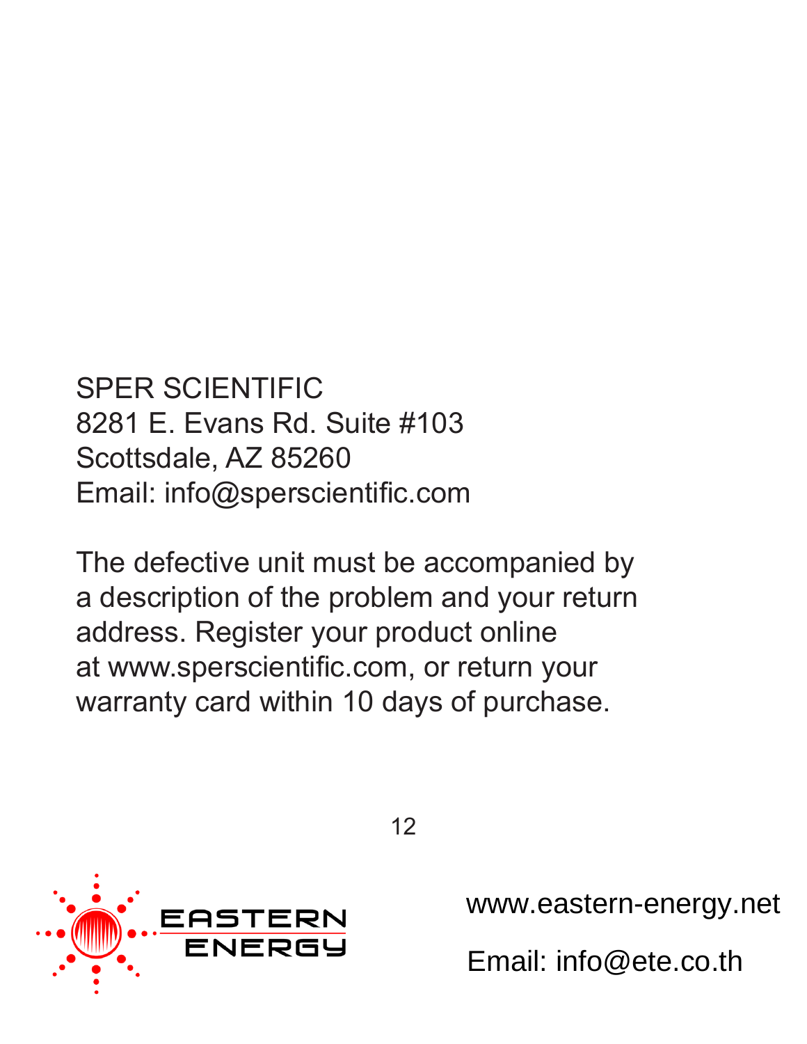SPER SCIENTIFIC
8281 E. Evans Rd. Suite #103
Scottsdale, AZ 85260
Email: info@sperscientific.com

The defective unit must be accompanied by a description of the problem and your return address. Register your product online at www.sperscientific.com, or return your warranty card within 10 days of purchase.

EASTERN ENERGY

www.eastern-energy.net

Email: info@ete.co.th